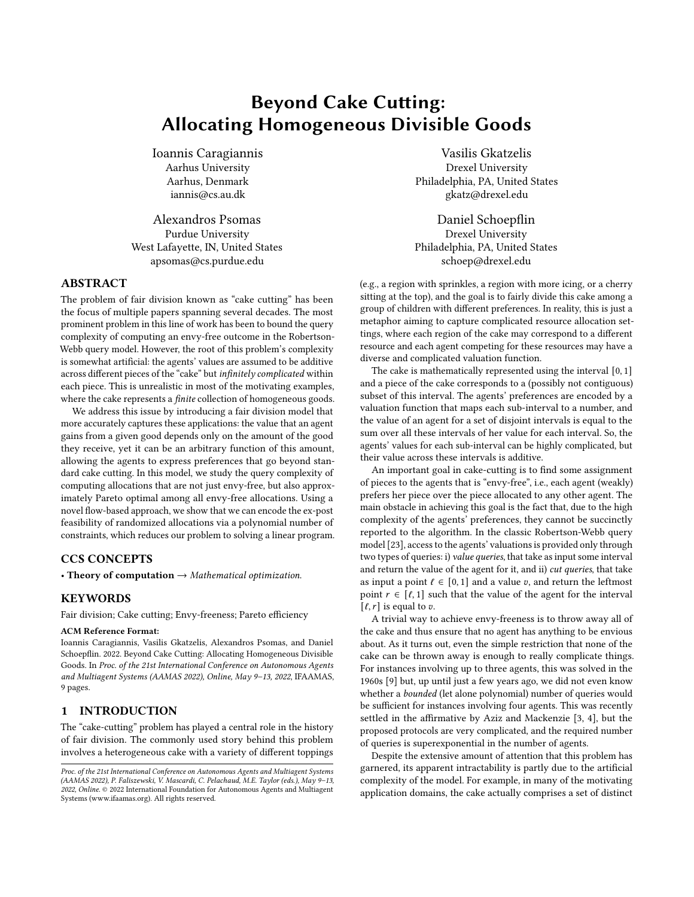# Beyond Cake Cutting: Allocating Homogeneous Divisible Goods

Ioannis Caragiannis
Aarhus University
Aarhus, Denmark
iannis@cs.au.dk

Vasilis Gkatzelis
Drexel University
Philadelphia, PA, United States
gkatz@drexel.edu

Alexandros Psomas
Purdue University
West Lafayette, IN, United States
apsomas@cs.purdue.edu

Daniel Schoepflin
Drexel University
Philadelphia, PA, United States
schoep@drexel.edu

## ABSTRACT

The problem of fair division known as "cake cutting" has been the focus of multiple papers spanning several decades. The most prominent problem in this line of work has been to bound the query complexity of computing an envy-free outcome in the Robertson-Webb query model. However, the root of this problem's complexity is somewhat artificial: the agents' values are assumed to be additive across different pieces of the "cake" but *infinitely complicated* within each piece. This is unrealistic in most of the motivating examples, where the cake represents a *finite* collection of homogeneous goods.

We address this issue by introducing a fair division model that more accurately captures these applications: the value that an agent gains from a given good depends only on the amount of the good they receive, yet it can be an arbitrary function of this amount, allowing the agents to express preferences that go beyond standard cake cutting. In this model, we study the query complexity of computing allocations that are not just envy-free, but also approximately Pareto optimal among all envy-free allocations. Using a novel flow-based approach, we show that we can encode the ex-post feasibility of randomized allocations via a polynomial number of constraints, which reduces our problem to solving a linear program.

## CCS CONCEPTS

• **Theory of computation** → *Mathematical optimization.*

## KEYWORDS

Fair division; Cake cutting; Envy-freeness; Pareto efficiency

**ACM Reference Format:**

Ioannis Caragiannis, Vasilis Gkatzelis, Alexandros Psomas, and Daniel Schoepflin. 2022. Beyond Cake Cutting: Allocating Homogeneous Divisible Goods. In *Proc. of the 21st International Conference on Autonomous Agents and Multiagent Systems (AAMAS 2022), Online, May 9–13, 2022*, IFAAMAS, 9 pages.

## 1 INTRODUCTION

The "cake-cutting" problem has played a central role in the history of fair division. The commonly used story behind this problem involves a heterogeneous cake with a variety of different toppings (e.g., a region with sprinkles, a region with more icing, or a cherry sitting at the top), and the goal is to fairly divide this cake among a group of children with different preferences. In reality, this is just a metaphor aiming to capture complicated resource allocation settings, where each region of the cake may correspond to a different resource and each agent competing for these resources may have a diverse and complicated valuation function.

The cake is mathematically represented using the interval $[0, 1]$ and a piece of the cake corresponds to a (possibly not contiguous) subset of this interval. The agents' preferences are encoded by a valuation function that maps each sub-interval to a number, and the value of an agent for a set of disjoint intervals is equal to the sum over all these intervals of her value for each interval. So, the agents' values for each sub-interval can be highly complicated, but their value across these intervals is additive.

An important goal in cake-cutting is to find some assignment of pieces to the agents that is "envy-free", i.e., each agent (weakly) prefers her piece over the piece allocated to any other agent. The main obstacle in achieving this goal is the fact that, due to the high complexity of the agents' preferences, they cannot be succinctly reported to the algorithm. In the classic Robertson-Webb query model [23], access to the agents' valuations is provided only through two types of queries: i) *value queries*, that take as input some interval and return the value of the agent for it, and ii) *cut queries*, that take as input a point $\ell \in [0, 1]$ and a value $v$, and return the leftmost point $r \in [\ell, 1]$ such that the value of the agent for the interval $[\ell, r]$ is equal to $v$.

A trivial way to achieve envy-freeness is to throw away all of the cake and thus ensure that no agent has anything to be envious about. As it turns out, even the simple restriction that none of the cake can be thrown away is enough to really complicate things. For instances involving up to three agents, this was solved in the 1960s [9] but, up until just a few years ago, we did not even know whether a *bounded* (let alone polynomial) number of queries would be sufficient for instances involving four agents. This was recently settled in the affirmative by Aziz and Mackenzie [3, 4], but the proposed protocols are very complicated, and the required number of queries is superexponential in the number of agents.

Despite the extensive amount of attention that this problem has garnered, its apparent intractability is partly due to the artificial complexity of the model. For example, in many of the motivating application domains, the cake actually comprises a set of distinct

*Proc. of the 21st International Conference on Autonomous Agents and Multiagent Systems (AAMAS 2022), P. Faliszewski, V. Mascardi, C. Pelachaud, M.E. Taylor (eds.), May 9–13, 2022, Online.* © 2022 International Foundation for Autonomous Agents and Multiagent Systems (www.ifaamas.org). All rights reserved.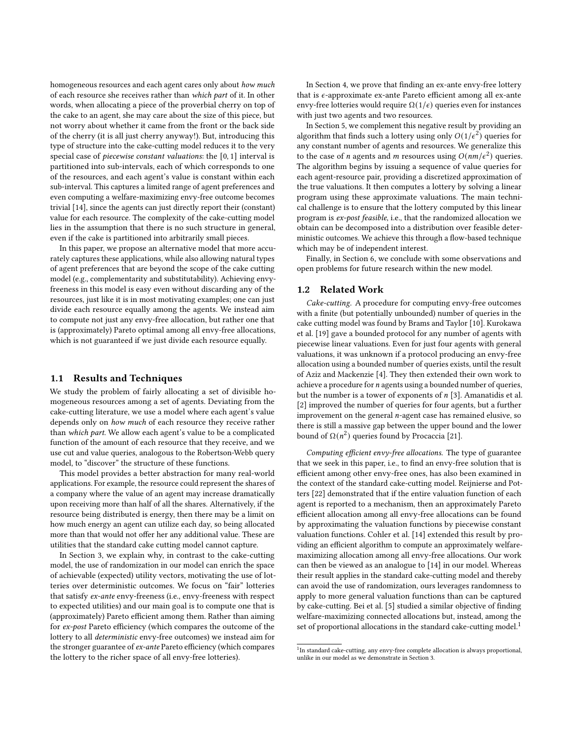homogeneous resources and each agent cares only about *how much* of each resource she receives rather than *which part* of it. In other words, when allocating a piece of the proverbial cherry on top of the cake to an agent, she may care about the size of this piece, but not worry about whether it came from the front or the back side of the cherry (it is all just cherry anyway!). But, introducing this type of structure into the cake-cutting model reduces it to the very special case of *piecewise constant valuations*: the $[0, 1]$ interval is partitioned into sub-intervals, each of which corresponds to one of the resources, and each agent's value is constant within each sub-interval. This captures a limited range of agent preferences and even computing a welfare-maximizing envy-free outcome becomes trivial [14], since the agents can just directly report their (constant) value for each resource. The complexity of the cake-cutting model lies in the assumption that there is no such structure in general, even if the cake is partitioned into arbitrarily small pieces.

In this paper, we propose an alternative model that more accurately captures these applications, while also allowing natural types of agent preferences that are beyond the scope of the cake cutting model (e.g., complementarity and substitutability). Achieving envy-freeness in this model is easy even without discarding any of the resources, just like it is in most motivating examples; one can just divide each resource equally among the agents. We instead aim to compute not just any envy-free allocation, but rather one that is (approximately) Pareto optimal among all envy-free allocations, which is not guaranteed if we just divide each resource equally.

## 1.1 Results and Techniques

We study the problem of fairly allocating a set of divisible homogeneous resources among a set of agents. Deviating from the cake-cutting literature, we use a model where each agent's value depends only on *how much* of each resource they receive rather than *which part*. We allow each agent's value to be a complicated function of the amount of each resource that they receive, and we use cut and value queries, analogous to the Robertson-Webb query model, to "discover" the structure of these functions.

This model provides a better abstraction for many real-world applications. For example, the resource could represent the shares of a company where the value of an agent may increase dramatically upon receiving more than half of all the shares. Alternatively, if the resource being distributed is energy, then there may be a limit on how much energy an agent can utilize each day, so being allocated more than that would not offer her any additional value. These are utilities that the standard cake cutting model cannot capture.

In Section 3, we explain why, in contrast to the cake-cutting model, the use of randomization in our model can enrich the space of achievable (expected) utility vectors, motivating the use of lotteries over deterministic outcomes. We focus on "fair" lotteries that satisfy *ex-ante* envy-freeness (i.e., envy-freeness with respect to expected utilities) and our main goal is to compute one that is (approximately) Pareto efficient among them. Rather than aiming for *ex-post* Pareto efficiency (which compares the outcome of the lottery to all *deterministic* envy-free outcomes) we instead aim for the stronger guarantee of *ex-ante* Pareto efficiency (which compares the lottery to the richer space of all envy-free lotteries).

In Section 4, we prove that finding an ex-ante envy-free lottery that is $\epsilon$-approximate ex-ante Pareto efficient among all ex-ante envy-free lotteries would require $\Omega(1/\epsilon)$ queries even for instances with just two agents and two resources.

In Section 5, we complement this negative result by providing an algorithm that finds such a lottery using only $O(1/\epsilon^2)$ queries for any constant number of agents and resources. We generalize this to the case of $n$ agents and $m$ resources using $O(nm/\epsilon^2)$ queries. The algorithm begins by issuing a sequence of value queries for each agent-resource pair, providing a discretized approximation of the true valuations. It then computes a lottery by solving a linear program using these approximate valuations. The main technical challenge is to ensure that the lottery computed by this linear program is *ex-post feasible*, i.e., that the randomized allocation we obtain can be decomposed into a distribution over feasible deterministic outcomes. We achieve this through a flow-based technique which may be of independent interest.

Finally, in Section 6, we conclude with some observations and open problems for future research within the new model.

## 1.2 Related Work

*Cake-cutting.* A procedure for computing envy-free outcomes with a finite (but potentially unbounded) number of queries in the cake cutting model was found by Brams and Taylor [10]. Kurokawa et al. [19] gave a bounded protocol for any number of agents with piecewise linear valuations. Even for just four agents with general valuations, it was unknown if a protocol producing an envy-free allocation using a bounded number of queries exists, until the result of Aziz and Mackenzie [4]. They then extended their own work to achieve a procedure for $n$ agents using a bounded number of queries, but the number is a tower of exponents of $n$ [3]. Amanatidis et al. [2] improved the number of queries for four agents, but a further improvement on the general $n$-agent case has remained elusive, so there is still a massive gap between the upper bound and the lower bound of $\Omega(n^2)$ queries found by Procaccia [21].

*Computing efficient envy-free allocations.* The type of guarantee that we seek in this paper, i.e., to find an envy-free solution that is efficient among other envy-free ones, has also been examined in the context of the standard cake-cutting model. Reijnierse and Potters [22] demonstrated that if the entire valuation function of each agent is reported to a mechanism, then an approximately Pareto efficient allocation among all envy-free allocations can be found by approximating the valuation functions by piecewise constant valuation functions. Cohler et al. [14] extended this result by providing an efficient algorithm to compute an approximately welfare-maximizing allocation among all envy-free allocations. Our work can then be viewed as an analogue to [14] in our model. Whereas their result applies in the standard cake-cutting model and thereby can avoid the use of randomization, ours leverages randomness to apply to more general valuation functions than can be captured by cake-cutting. Bei et al. [5] studied a similar objective of finding welfare-maximizing connected allocations but, instead, among the set of proportional allocations in the standard cake-cutting model.[1]

[1] In standard cake-cutting, any envy-free complete allocation is always proportional, unlike in our model as we demonstrate in Section 3.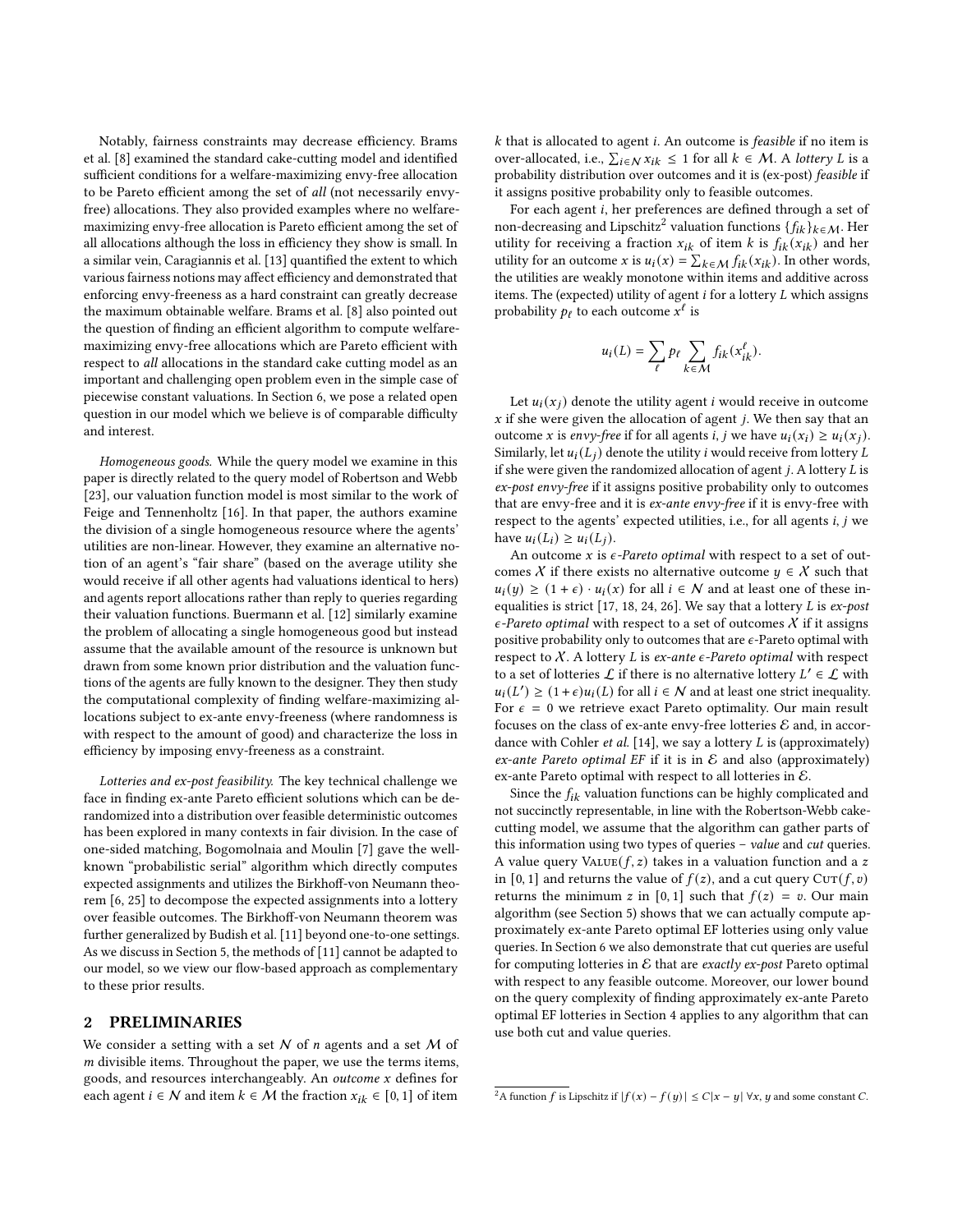Notably, fairness constraints may decrease efficiency. Brams et al. [8] examined the standard cake-cutting model and identified sufficient conditions for a welfare-maximizing envy-free allocation to be Pareto efficient among the set of *all* (not necessarily envy-free) allocations. They also provided examples where no welfare-maximizing envy-free allocation is Pareto efficient among the set of all allocations although the loss in efficiency they show is small. In a similar vein, Caragiannis et al. [13] quantified the extent to which various fairness notions may affect efficiency and demonstrated that enforcing envy-freeness as a hard constraint can greatly decrease the maximum obtainable welfare. Brams et al. [8] also pointed out the question of finding an efficient algorithm to compute welfare-maximizing envy-free allocations which are Pareto efficient with respect to *all* allocations in the standard cake cutting model as an important and challenging open problem even in the simple case of piecewise constant valuations. In Section 6, we pose a related open question in our model which we believe is of comparable difficulty and interest.

*Homogeneous goods.* While the query model we examine in this paper is directly related to the query model of Robertson and Webb [23], our valuation function model is most similar to the work of Feige and Tennenholtz [16]. In that paper, the authors examine the division of a single homogeneous resource where the agents' utilities are non-linear. However, they examine an alternative notion of an agent's "fair share" (based on the average utility she would receive if all other agents had valuations identical to hers) and agents report allocations rather than reply to queries regarding their valuation functions. Buermann et al. [12] similarly examine the problem of allocating a single homogeneous good but instead assume that the available amount of the resource is unknown but drawn from some known prior distribution and the valuation functions of the agents are fully known to the designer. They then study the computational complexity of finding welfare-maximizing allocations subject to ex-ante envy-freeness (where randomness is with respect to the amount of good) and characterize the loss in efficiency by imposing envy-freeness as a constraint.

*Lotteries and ex-post feasibility.* The key technical challenge we face in finding ex-ante Pareto efficient solutions which can be derandomized into a distribution over feasible deterministic outcomes has been explored in many contexts in fair division. In the case of one-sided matching, Bogomolnaia and Moulin [7] gave the well-known "probabilistic serial" algorithm which directly computes expected assignments and utilizes the Birkhoff-von Neumann theorem [6, 25] to decompose the expected assignments into a lottery over feasible outcomes. The Birkhoff-von Neumann theorem was further generalized by Budish et al. [11] beyond one-to-one settings. As we discuss in Section 5, the methods of [11] cannot be adapted to our model, so we view our flow-based approach as complementary to these prior results.

## 2 PRELIMINARIES

We consider a setting with a set $\mathcal{N}$ of $n$ agents and a set $\mathcal{M}$ of $m$ divisible items. Throughout the paper, we use the terms items, goods, and resources interchangeably. An *outcome* $x$ defines for each agent $i \in \mathcal{N}$ and item $k \in \mathcal{M}$ the fraction $x_{ik} \in [0, 1]$ of item $k$ that is allocated to agent $i$. An outcome is *feasible* if no item is over-allocated, i.e., $\sum_{i \in \mathcal{N}} x_{ik} \leq 1$ for all $k \in \mathcal{M}$. A *lottery* $L$ is a probability distribution over outcomes and it is (ex-post) *feasible* if it assigns positive probability only to feasible outcomes.

For each agent $i$, her preferences are defined through a set of non-decreasing and Lipschitz[2] valuation functions $\{f_{ik}\}_{k \in \mathcal{M}}$. Her utility for receiving a fraction $x_{ik}$ of item $k$ is $f_{ik}(x_{ik})$ and her utility for an outcome $x$ is $u_i(x) = \sum_{k \in \mathcal{M}} f_{ik}(x_{ik})$. In other words, the utilities are weakly monotone within items and additive across items. The (expected) utility of agent $i$ for a lottery $L$ which assigns probability $p_\ell$ to each outcome $x^\ell$ is

$$u_i(L) = \sum_{\ell} p_\ell \sum_{k \in \mathcal{M}} f_{ik}(x^\ell_{ik}).$$

Let $u_i(x_j)$ denote the utility agent $i$ would receive in outcome $x$ if she were given the allocation of agent $j$. We then say that an outcome $x$ is *envy-free* if for all agents $i, j$ we have $u_i(x_i) \geq u_i(x_j)$. Similarly, let $u_i(L_j)$ denote the utility $i$ would receive from lottery $L$ if she were given the randomized allocation of agent $j$. A lottery $L$ is *ex-post envy-free* if it assigns positive probability only to outcomes that are envy-free and it is *ex-ante envy-free* if it is envy-free with respect to the agents' expected utilities, i.e., for all agents $i, j$ we have $u_i(L_i) \geq u_i(L_j)$.

An outcome $x$ is $\epsilon$*-Pareto optimal* with respect to a set of outcomes $\mathcal{X}$ if there exists no alternative outcome $y \in \mathcal{X}$ such that $u_i(y) \geq (1 + \epsilon) \cdot u_i(x)$ for all $i \in \mathcal{N}$ and at least one of these inequalities is strict [17, 18, 24, 26]. We say that a lottery $L$ is *ex-post* $\epsilon$*-Pareto optimal* with respect to a set of outcomes $\mathcal{X}$ if it assigns positive probability only to outcomes that are $\epsilon$-Pareto optimal with respect to $\mathcal{X}$. A lottery $L$ is *ex-ante* $\epsilon$*-Pareto optimal* with respect to a set of lotteries $\mathcal{L}$ if there is no alternative lottery $L' \in \mathcal{L}$ with $u_i(L') \geq (1+\epsilon)u_i(L)$ for all $i \in \mathcal{N}$ and at least one strict inequality. For $\epsilon = 0$ we retrieve exact Pareto optimality. Our main result focuses on the class of ex-ante envy-free lotteries $\mathcal{E}$ and, in accordance with Cohler *et al.* [14], we say a lottery $L$ is (approximately) *ex-ante Pareto optimal EF* if it is in $\mathcal{E}$ and also (approximately) ex-ante Pareto optimal with respect to all lotteries in $\mathcal{E}$.

Since the $f_{ik}$ valuation functions can be highly complicated and not succinctly representable, in line with the Robertson-Webb cake-cutting model, we assume that the algorithm can gather parts of this information using two types of queries – *value* and *cut* queries. A value query $\text{Value}(f, z)$ takes in a valuation function and a $z$ in $[0, 1]$ and returns the value of $f(z)$, and a cut query $\text{Cut}(f, v)$ returns the minimum $z$ in $[0, 1]$ such that $f(z) = v$. Our main algorithm (see Section 5) shows that we can actually compute approximately ex-ante Pareto optimal EF lotteries using only value queries. In Section 6 we also demonstrate that cut queries are useful for computing lotteries in $\mathcal{E}$ that are *exactly ex-post* Pareto optimal with respect to any feasible outcome. Moreover, our lower bound on the query complexity of finding approximately ex-ante Pareto optimal EF lotteries in Section 4 applies to any algorithm that can use both cut and value queries.

[2] A function $f$ is Lipschitz if $|f(x) - f(y)| \leq C|x - y|$ $\forall x, y$ and some constant $C$.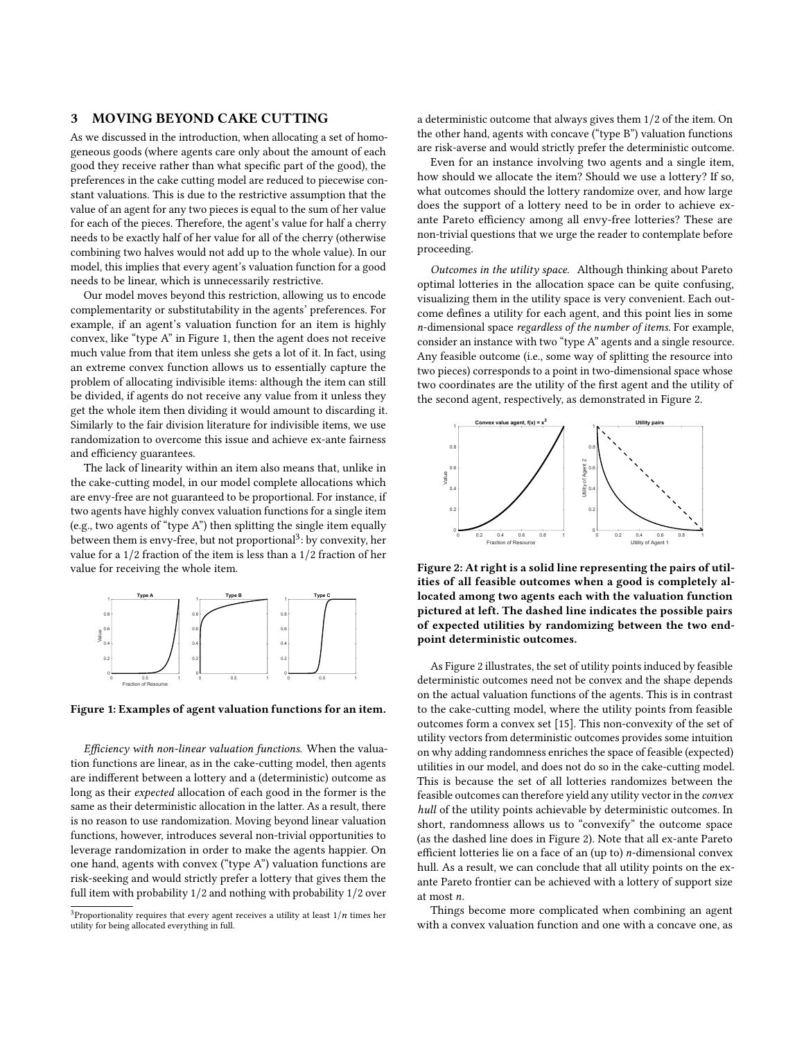## 3 MOVING BEYOND CAKE CUTTING

As we discussed in the introduction, when allocating a set of homogeneous goods (where agents care only about the amount of each good they receive rather than what specific part of the good), the preferences in the cake cutting model are reduced to piecewise constant valuations. This is due to the restrictive assumption that the value of an agent for any two pieces is equal to the sum of her value for each of the pieces. Therefore, the agent's value for half a cherry needs to be exactly half of her value for all of the cherry (otherwise combining two halves would not add up to the whole value). In our model, this implies that every agent's valuation function for a good needs to be linear, which is unnecessarily restrictive.

Our model moves beyond this restriction, allowing us to encode complementarity or substitutability in the agents' preferences. For example, if an agent's valuation function for an item is highly convex, like "type A" in Figure 1, then the agent does not receive much value from that item unless she gets a lot of it. In fact, using an extreme convex function allows us to essentially capture the problem of allocating indivisible items: although the item can still be divided, if agents do not receive any value from it unless they get the whole item then dividing it would amount to discarding it. Similarly to the fair division literature for indivisible items, we use randomization to overcome this issue and achieve ex-ante fairness and efficiency guarantees.

The lack of linearity within an item also means that, unlike in the cake-cutting model, in our model complete allocations which are envy-free are not guaranteed to be proportional. For instance, if two agents have highly convex valuation functions for a single item (e.g., two agents of "type A") then splitting the single item equally between them is envy-free, but not proportional[3]: by convexity, her value for a $1/2$ fraction of the item is less than a $1/2$ fraction of her value for receiving the whole item.

Type A
Type B
Type C
Value
Fraction of Resource
0
0.2
0.4
0.6
0.8
1
0
0.5
1

Figure 1: Examples of agent valuation functions for an item.

*Efficiency with non-linear valuation functions.* When the valuation functions are linear, as in the cake-cutting model, then agents are indifferent between a lottery and a (deterministic) outcome as long as their *expected* allocation of each good in the former is the same as their deterministic allocation in the latter. As a result, there is no reason to use randomization. Moving beyond linear valuation functions, however, introduces several non-trivial opportunities to leverage randomization in order to make the agents happier. On one hand, agents with convex ("type A") valuation functions are risk-seeking and would strictly prefer a lottery that gives them the full item with probability $1/2$ and nothing with probability $1/2$ over a deterministic outcome that always gives them $1/2$ of the item. On the other hand, agents with concave ("type B") valuation functions are risk-averse and would strictly prefer the deterministic outcome.

Even for an instance involving two agents and a single item, how should we allocate the item? Should we use a lottery? If so, what outcomes should the lottery randomize over, and how large does the support of a lottery need to be in order to achieve ex-ante Pareto efficiency among all envy-free lotteries? These are non-trivial questions that we urge the reader to contemplate before proceeding.

*Outcomes in the utility space.* Although thinking about Pareto optimal lotteries in the allocation space can be quite confusing, visualizing them in the utility space is very convenient. Each outcome defines a utility for each agent, and this point lies in some $n$-dimensional space *regardless of the number of items*. For example, consider an instance with two "type A" agents and a single resource. Any feasible outcome (i.e., some way of splitting the resource into two pieces) corresponds to a point in two-dimensional space whose two coordinates are the utility of the first agent and the utility of the second agent, respectively, as demonstrated in Figure 2.

Convex value agent, $f(x) = x^2$
Value
Fraction of Resource
Utility pairs
Utility of Agent 2
Utility of Agent 1
0
0.2
0.4
0.6
0.8
1

Figure 2: At right is a solid line representing the pairs of utilities of all feasible outcomes when a good is completely allocated among two agents each with the valuation function pictured at left. The dashed line indicates the possible pairs of expected utilities by randomizing between the two end-point deterministic outcomes.

As Figure 2 illustrates, the set of utility points induced by feasible deterministic outcomes need not be convex and the shape depends on the actual valuation functions of the agents. This is in contrast to the cake-cutting model, where the utility points from feasible outcomes form a convex set [15]. This non-convexity of the set of utility vectors from deterministic outcomes provides some intuition on why adding randomness enriches the space of feasible (expected) utilities in our model, and does not do so in the cake-cutting model. This is because the set of all lotteries randomizes between the feasible outcomes can therefore yield any utility vector in the *convex hull* of the utility points achievable by deterministic outcomes. In short, randomness allows us to "convexify" the outcome space (as the dashed line does in Figure 2). Note that all ex-ante Pareto efficient lotteries lie on a face of an (up to) $n$-dimensional convex hull. As a result, we can conclude that all utility points on the ex-ante Pareto frontier can be achieved with a lottery of support size at most $n$.

Things become more complicated when combining an agent with a convex valuation function and one with a concave one, as

[3]Proportionality requires that every agent receives a utility at least $1/n$ times her utility for being allocated everything in full.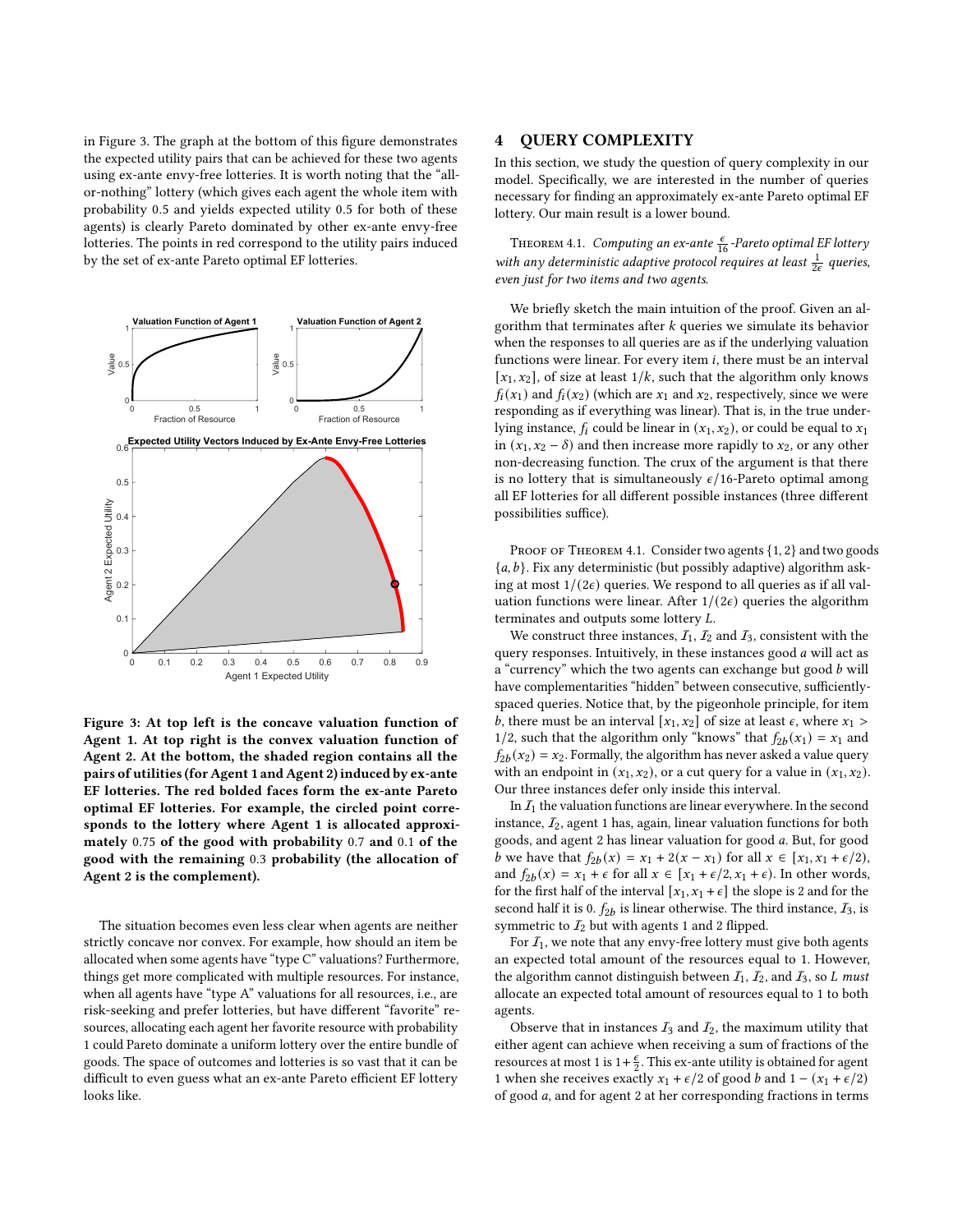in Figure 3. The graph at the bottom of this figure demonstrates the expected utility pairs that can be achieved for these two agents using ex-ante envy-free lotteries. It is worth noting that the "all-or-nothing" lottery (which gives each agent the whole item with probability 0.5 and yields expected utility 0.5 for both of these agents) is clearly Pareto dominated by other ex-ante envy-free lotteries. The points in red correspond to the utility pairs induced by the set of ex-ante Pareto optimal EF lotteries.

Valuation Function of Agent 1

Valuation Function of Agent 2

Value

Fraction of Resource

Expected Utility Vectors Induced by Ex-Ante Envy-Free Lotteries

Agent 2 Expected Utility

Agent 1 Expected Utility

**Figure 3: At top left is the concave valuation function of Agent 1. At top right is the convex valuation function of Agent 2. At the bottom, the shaded region contains all the pairs of utilities (for Agent 1 and Agent 2) induced by ex-ante EF lotteries. The red bolded faces form the ex-ante Pareto optimal EF lotteries. For example, the circled point corresponds to the lottery where Agent 1 is allocated approximately 0.75 of the good with probability 0.7 and 0.1 of the good with the remaining 0.3 probability (the allocation of Agent 2 is the complement).**

The situation becomes even less clear when agents are neither strictly concave nor convex. For example, how should an item be allocated when some agents have "type C" valuations? Furthermore, things get more complicated with multiple resources. For instance, when all agents have "type A" valuations for all resources, i.e., are risk-seeking and prefer lotteries, but have different "favorite" resources, allocating each agent her favorite resource with probability 1 could Pareto dominate a uniform lottery over the entire bundle of goods. The space of outcomes and lotteries is so vast that it can be difficult to even guess what an ex-ante Pareto efficient EF lottery looks like.

## 4 QUERY COMPLEXITY

In this section, we study the question of query complexity in our model. Specifically, we are interested in the number of queries necessary for finding an approximately ex-ante Pareto optimal EF lottery. Our main result is a lower bound.

Theorem 4.1. *Computing an ex-ante $\frac{\epsilon}{16}$-Pareto optimal EF lottery with any deterministic adaptive protocol requires at least $\frac{1}{2\epsilon}$ queries, even just for two items and two agents.*

We briefly sketch the main intuition of the proof. Given an algorithm that terminates after $k$ queries we simulate its behavior when the responses to all queries are as if the underlying valuation functions were linear. For every item $i$, there must be an interval $[x_1, x_2]$, of size at least $1/k$, such that the algorithm only knows $f_i(x_1)$ and $f_i(x_2)$ (which are $x_1$ and $x_2$, respectively, since we were responding as if everything was linear). That is, in the true underlying instance, $f_i$ could be linear in $(x_1, x_2)$, or could be equal to $x_1$ in $(x_1, x_2 - \delta)$ and then increase more rapidly to $x_2$, or any other non-decreasing function. The crux of the argument is that there is no lottery that is simultaneously $\epsilon/16$-Pareto optimal among all EF lotteries for all different possible instances (three different possibilities suffice).

Proof of Theorem 4.1. Consider two agents $\{1, 2\}$ and two goods $\{a, b\}$. Fix any deterministic (but possibly adaptive) algorithm asking at most $1/(2\epsilon)$ queries. We respond to all queries as if all valuation functions were linear. After $1/(2\epsilon)$ queries the algorithm terminates and outputs some lottery $L$.

We construct three instances, $\mathcal{I}_1$, $\mathcal{I}_2$ and $\mathcal{I}_3$, consistent with the query responses. Intuitively, in these instances good $a$ will act as a "currency" which the two agents can exchange but good $b$ will have complementarities "hidden" between consecutive, sufficiently-spaced queries. Notice that, by the pigeonhole principle, for item $b$, there must be an interval $[x_1, x_2]$ of size at least $\epsilon$, where $x_1 > 1/2$, such that the algorithm only "knows" that $f_{2b}(x_1) = x_1$ and $f_{2b}(x_2) = x_2$. Formally, the algorithm has never asked a value query with an endpoint in $(x_1, x_2)$, or a cut query for a value in $(x_1, x_2)$. Our three instances defer only inside this interval.

In $\mathcal{I}_1$ the valuation functions are linear everywhere. In the second instance, $\mathcal{I}_2$, agent 1 has, again, linear valuation functions for both goods, and agent 2 has linear valuation for good $a$. But, for good $b$ we have that $f_{2b}(x) = x_1 + 2(x - x_1)$ for all $x \in [x_1, x_1 + \epsilon/2)$, and $f_{2b}(x) = x_1 + \epsilon$ for all $x \in [x_1 + \epsilon/2, x_1 + \epsilon)$. In other words, for the first half of the interval $[x_1, x_1 + \epsilon]$ the slope is 2 and for the second half it is 0. $f_{2b}$ is linear otherwise. The third instance, $\mathcal{I}_3$, is symmetric to $\mathcal{I}_2$ but with agents 1 and 2 flipped.

For $\mathcal{I}_1$, we note that any envy-free lottery must give both agents an expected total amount of the resources equal to 1. However, the algorithm cannot distinguish between $\mathcal{I}_1$, $\mathcal{I}_2$, and $\mathcal{I}_3$, so $L$ *must* allocate an expected total amount of resources equal to 1 to both agents.

Observe that in instances $\mathcal{I}_3$ and $\mathcal{I}_2$, the maximum utility that either agent can achieve when receiving a sum of fractions of the resources at most 1 is $1 + \frac{\epsilon}{2}$. This ex-ante utility is obtained for agent 1 when she receives exactly $x_1 + \epsilon/2$ of good $b$ and $1 - (x_1 + \epsilon/2)$ of good $a$, and for agent 2 at her corresponding fractions in terms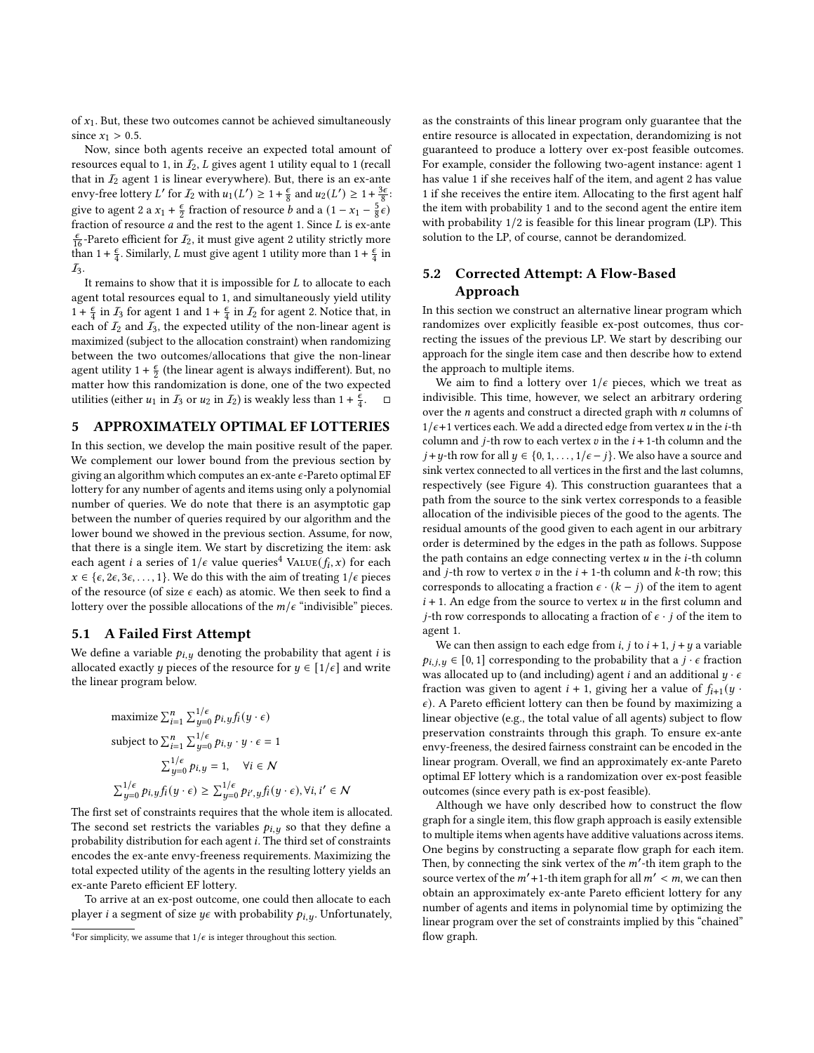of $x_1$. But, these two outcomes cannot be achieved simultaneously since $x_1 > 0.5$.

Now, since both agents receive an expected total amount of resources equal to 1, in $\mathcal{I}_2$, $L$ gives agent 1 utility equal to 1 (recall that in $\mathcal{I}_2$ agent 1 is linear everywhere). But, there is an ex-ante envy-free lottery $L'$ for $\mathcal{I}_2$ with $u_1(L') \geq 1 + \frac{\epsilon}{8}$ and $u_2(L') \geq 1 + \frac{3\epsilon}{8}$: give to agent 2 a $x_1 + \frac{\epsilon}{2}$ fraction of resource $b$ and a $(1 - x_1 - \frac{5}{8}\epsilon)$ fraction of resource $a$ and the rest to the agent 1. Since $L$ is ex-ante $\frac{\epsilon}{16}$-Pareto efficient for $\mathcal{I}_2$, it must give agent 2 utility strictly more than $1 + \frac{\epsilon}{4}$. Similarly, $L$ must give agent 1 utility more than $1 + \frac{\epsilon}{4}$ in $\mathcal{I}_3$.

It remains to show that it is impossible for $L$ to allocate to each agent total resources equal to 1, and simultaneously yield utility $1 + \frac{\epsilon}{4}$ in $\mathcal{I}_3$ for agent 1 and $1 + \frac{\epsilon}{4}$ in $\mathcal{I}_2$ for agent 2. Notice that, in each of $\mathcal{I}_2$ and $\mathcal{I}_3$, the expected utility of the non-linear agent is maximized (subject to the allocation constraint) when randomizing between the two outcomes/allocations that give the non-linear agent utility $1 + \frac{\epsilon}{2}$ (the linear agent is always indifferent). But, no matter how this randomization is done, one of the two expected utilities (either $u_1$ in $\mathcal{I}_3$ or $u_2$ in $\mathcal{I}_2$) is weakly less than $1 + \frac{\epsilon}{4}$. □

## 5 APPROXIMATELY OPTIMAL EF LOTTERIES

In this section, we develop the main positive result of the paper. We complement our lower bound from the previous section by giving an algorithm which computes an ex-ante $\epsilon$-Pareto optimal EF lottery for any number of agents and items using only a polynomial number of queries. We do note that there is an asymptotic gap between the number of queries required by our algorithm and the lower bound we showed in the previous section. Assume, for now, that there is a single item. We start by discretizing the item: ask each agent $i$ a series of $1/\epsilon$ value queries[4] $\textsc{Value}(f_i, x)$ for each $x \in \{\epsilon, 2\epsilon, 3\epsilon, \ldots, 1\}$. We do this with the aim of treating $1/\epsilon$ pieces of the resource (of size $\epsilon$ each) as atomic. We then seek to find a lottery over the possible allocations of the $m/\epsilon$ "indivisible" pieces.

### 5.1 A Failed First Attempt

We define a variable $p_{i,y}$ denoting the probability that agent $i$ is allocated exactly $y$ pieces of the resource for $y \in [1/\epsilon]$ and write the linear program below.

$$\text{maximize} \sum_{i=1}^{n} \sum_{y=0}^{1/\epsilon} p_{i,y} f_i(y \cdot \epsilon)$$

$$\text{subject to} \sum_{i=1}^{n} \sum_{y=0}^{1/\epsilon} p_{i,y} \cdot y \cdot \epsilon = 1$$

$$\sum_{y=0}^{1/\epsilon} p_{i,y} = 1, \quad \forall i \in \mathcal{N}$$

$$\sum_{y=0}^{1/\epsilon} p_{i,y} f_i(y \cdot \epsilon) \geq \sum_{y=0}^{1/\epsilon} p_{i',y} f_i(y \cdot \epsilon), \forall i, i' \in \mathcal{N}$$

The first set of constraints requires that the whole item is allocated. The second set restricts the variables $p_{i,y}$ so that they define a probability distribution for each agent $i$. The third set of constraints encodes the ex-ante envy-freeness requirements. Maximizing the total expected utility of the agents in the resulting lottery yields an ex-ante Pareto efficient EF lottery.

To arrive at an ex-post outcome, one could then allocate to each player $i$ a segment of size $y\epsilon$ with probability $p_{i,y}$. Unfortunately, as the constraints of this linear program only guarantee that the entire resource is allocated in expectation, derandomizing is not guaranteed to produce a lottery over ex-post feasible outcomes. For example, consider the following two-agent instance: agent 1 has value 1 if she receives half of the item, and agent 2 has value 1 if she receives the entire item. Allocating to the first agent half the item with probability 1 and to the second agent the entire item with probability 1/2 is feasible for this linear program (LP). This solution to the LP, of course, cannot be derandomized.

### 5.2 Corrected Attempt: A Flow-Based Approach

In this section we construct an alternative linear program which randomizes over explicitly feasible ex-post outcomes, thus correcting the issues of the previous LP. We start by describing our approach for the single item case and then describe how to extend the approach to multiple items.

We aim to find a lottery over $1/\epsilon$ pieces, which we treat as indivisible. This time, however, we select an arbitrary ordering over the $n$ agents and construct a directed graph with $n$ columns of $1/\epsilon + 1$ vertices each. We add a directed edge from vertex $u$ in the $i$-th column and $j$-th row to each vertex $v$ in the $i+1$-th column and the $j+y$-th row for all $y \in \{0, 1, \ldots, 1/\epsilon - j\}$. We also have a source and sink vertex connected to all vertices in the first and the last columns, respectively (see Figure 4). This construction guarantees that a path from the source to the sink vertex corresponds to a feasible allocation of the indivisible pieces of the good to the agents. The residual amounts of the good given to each agent in our arbitrary order is determined by the edges in the path as follows. Suppose the path contains an edge connecting vertex $u$ in the $i$-th column and $j$-th row to vertex $v$ in the $i+1$-th column and $k$-th row; this corresponds to allocating a fraction $\epsilon \cdot (k - j)$ of the item to agent $i + 1$. An edge from the source to vertex $u$ in the first column and $j$-th row corresponds to allocating a fraction of $\epsilon \cdot j$ of the item to agent 1.

We can then assign to each edge from $i, j$ to $i+1, j+y$ a variable $p_{i,j,y} \in [0, 1]$ corresponding to the probability that a $j \cdot \epsilon$ fraction was allocated up to (and including) agent $i$ and an additional $y \cdot \epsilon$ fraction was given to agent $i + 1$, giving her a value of $f_{i+1}(y \cdot \epsilon)$. A Pareto efficient lottery can then be found by maximizing a linear objective (e.g., the total value of all agents) subject to flow preservation constraints through this graph. To ensure ex-ante envy-freeness, the desired fairness constraint can be encoded in the linear program. Overall, we find an approximately ex-ante Pareto optimal EF lottery which is a randomization over ex-post feasible outcomes (since every path is ex-post feasible).

Although we have only described how to construct the flow graph for a single item, this flow graph approach is easily extensible to multiple items when agents have additive valuations across items. One begins by constructing a separate flow graph for each item. Then, by connecting the sink vertex of the $m'$-th item graph to the source vertex of the $m'+1$-th item graph for all $m' < m$, we can then obtain an approximately ex-ante Pareto efficient lottery for any number of agents and items in polynomial time by optimizing the linear program over the set of constraints implied by this "chained" flow graph.

[4] For simplicity, we assume that $1/\epsilon$ is integer throughout this section.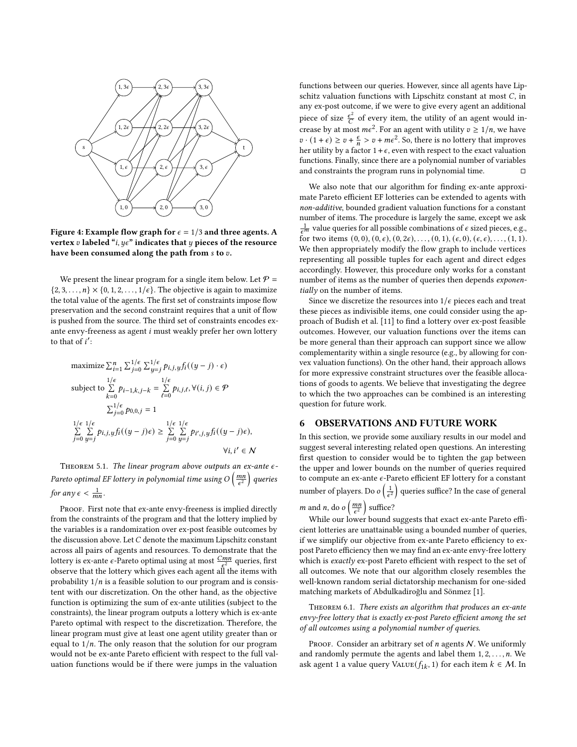Figure 4: Example flow graph for $\epsilon = 1/3$ and three agents. A vertex $v$ labeled "$i, y\epsilon$" indicates that $y$ pieces of the resource have been consumed along the path from $s$ to $v$.

We present the linear program for a single item below. Let $\mathcal{P} = \{2, 3, \ldots, n\} \times \{0, 1, 2, \ldots, 1/\epsilon\}$. The objective is again to maximize the total value of the agents. The first set of constraints impose flow preservation and the second constraint requires that a unit of flow is pushed from the source. The third set of constraints encodes ex-ante envy-freeness as agent $i$ must weakly prefer her own lottery to that of $i'$:

$$\text{maximize} \sum_{i=1}^{n} \sum_{j=0}^{1/\epsilon} \sum_{y=j}^{1/\epsilon} p_{i,j,y} f_i((y-j) \cdot \epsilon)$$

$$\text{subject to} \sum_{k=0}^{1/\epsilon} p_{i-1,k,j-k} = \sum_{\ell=0}^{1/\epsilon} p_{i,j,\ell}, \forall (i,j) \in \mathcal{P}$$

$$\sum_{j=0}^{1/\epsilon} p_{0,0,j} = 1$$

$$\sum_{j=0}^{1/\epsilon} \sum_{y=j}^{1/\epsilon} p_{i,j,y} f_i((y-j)\epsilon) \geq \sum_{j=0}^{1/\epsilon} \sum_{y=j}^{1/\epsilon} p_{i',j,y} f_i((y-j)\epsilon), \quad \forall i, i' \in \mathcal{N}$$

Theorem 5.1. *The linear program above outputs an ex-ante $\epsilon$-Pareto optimal EF lottery in polynomial time using $O\left(\frac{mn}{\epsilon^2}\right)$ queries for any $\epsilon < \frac{1}{mn}$.*

Proof. First note that ex-ante envy-freeness is implied directly from the constraints of the program and that the lottery implied by the variables is a randomization over ex-post feasible outcomes by the discussion above. Let $C$ denote the maximum Lipschitz constant across all pairs of agents and resources. To demonstrate that the lottery is ex-ante $\epsilon$-Pareto optimal using at most $\frac{Cmn}{\epsilon^2}$ queries, first observe that the lottery which gives each agent all the items with probability $1/n$ is a feasible solution to our program and is consistent with our discretization. On the other hand, as the objective function is optimizing the sum of ex-ante utilities (subject to the constraints), the linear program outputs a lottery which is ex-ante Pareto optimal with respect to the discretization. Therefore, the linear program must give at least one agent utility greater than or equal to $1/n$. The only reason that the solution for our program would not be ex-ante Pareto efficient with respect to the full valuation functions would be if there were jumps in the valuation functions between our queries. However, since all agents have Lipschitz valuation functions with Lipschitz constant at most $C$, in any ex-post outcome, if we were to give every agent an additional piece of size $\frac{\epsilon^2}{C}$ of every item, the utility of an agent would increase by at most $m\epsilon^2$. For an agent with utility $v \geq 1/n$, we have $v \cdot (1+\epsilon) \geq v + \frac{\epsilon}{n} > v + m\epsilon^2$. So, there is no lottery that improves her utility by a factor $1+\epsilon$, even with respect to the exact valuation functions. Finally, since there are a polynomial number of variables and constraints the program runs in polynomial time. □

We also note that our algorithm for finding ex-ante approximate Pareto efficient EF lotteries can be extended to agents with *non-additive*, bounded gradient valuation functions for a constant number of items. The procedure is largely the same, except we ask $\frac{1}{\epsilon^m}$ value queries for all possible combinations of $\epsilon$ sized pieces, e.g., for two items $(0,0), (0,\epsilon), (0,2\epsilon), \ldots, (0,1), (\epsilon,0), (\epsilon,\epsilon), \ldots, (1,1)$. We then appropriately modify the flow graph to include vertices representing all possible tuples for each agent and direct edges accordingly. However, this procedure only works for a constant number of items as the number of queries then depends *exponentially* on the number of items.

Since we discretize the resources into $1/\epsilon$ pieces each and treat these pieces as indivisible items, one could consider using the approach of Budish et al. [11] to find a lottery over ex-post feasible outcomes. However, our valuation functions over the items can be more general than their approach can support since we allow complementarity within a single resource (e.g., by allowing for convex valuation functions). On the other hand, their approach allows for more expressive constraint structures over the feasible allocations of goods to agents. We believe that investigating the degree to which the two approaches can be combined is an interesting question for future work.

## 6 OBSERVATIONS AND FUTURE WORK

In this section, we provide some auxiliary results in our model and suggest several interesting related open questions. An interesting first question to consider would be to tighten the gap between the upper and lower bounds on the number of queries required to compute an ex-ante $\epsilon$-Pareto efficient EF lottery for a constant number of players. Do $o\left(\frac{1}{\epsilon^2}\right)$ queries suffice? In the case of general $m$ and $n$, do $o\left(\frac{mn}{\epsilon^2}\right)$ suffice?

While our lower bound suggests that exact ex-ante Pareto efficient lotteries are unattainable using a bounded number of queries, if we simplify our objective from ex-ante Pareto efficiency to ex-post Pareto efficiency then we may find an ex-ante envy-free lottery which is *exactly* ex-post Pareto efficient with respect to the set of all outcomes. We note that our algorithm closely resembles the well-known random serial dictatorship mechanism for one-sided matching markets of Abdulkadiroğlu and Sönmez [1].

Theorem 6.1. *There exists an algorithm that produces an ex-ante envy-free lottery that is exactly ex-post Pareto efficient among the set of all outcomes using a polynomial number of queries.*

Proof. Consider an arbitrary set of $n$ agents $\mathcal{N}$. We uniformly and randomly permute the agents and label them $1, 2, \ldots, n$. We ask agent 1 a value query $\text{Value}(f_{1k}, 1)$ for each item $k \in \mathcal{M}$. In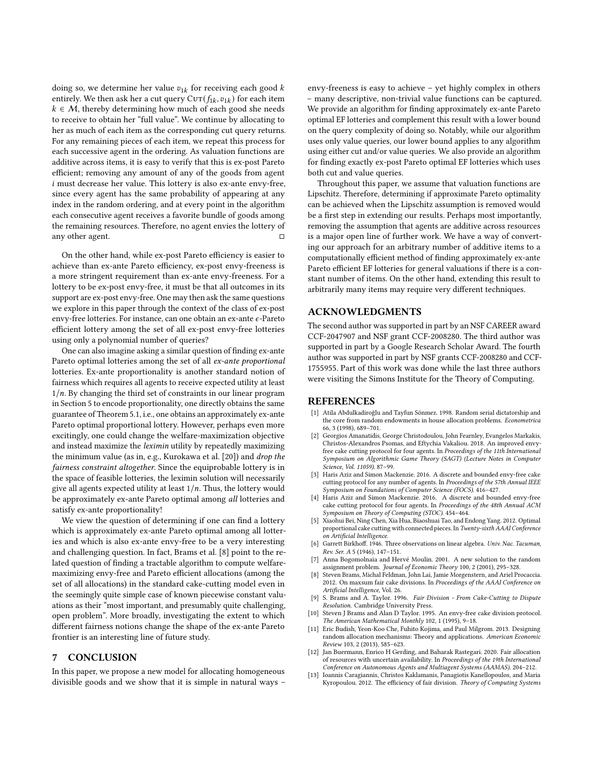doing so, we determine her value $v_{1k}$ for receiving each good $k$ entirely. We then ask her a cut query $\text{Cut}(f_{1k}, v_{1k})$ for each item $k \in \mathcal{M}$, thereby determining how much of each good she needs to receive to obtain her "full value". We continue by allocating to her as much of each item as the corresponding cut query returns. For any remaining pieces of each item, we repeat this process for each successive agent in the ordering. As valuation functions are additive across items, it is easy to verify that this is ex-post Pareto efficient; removing any amount of any of the goods from agent $i$ must decrease her value. This lottery is also ex-ante envy-free, since every agent has the same probability of appearing at any index in the random ordering, and at every point in the algorithm each consecutive agent receives a favorite bundle of goods among the remaining resources. Therefore, no agent envies the lottery of any other agent. □

On the other hand, while ex-post Pareto efficiency is easier to achieve than ex-ante Pareto efficiency, ex-post envy-freeness is a more stringent requirement than ex-ante envy-freeness. For a lottery to be ex-post envy-free, it must be that all outcomes in its support are ex-post envy-free. One may then ask the same questions we explore in this paper through the context of the class of ex-post envy-free lotteries. For instance, can one obtain an ex-ante $\epsilon$-Pareto efficient lottery among the set of all ex-post envy-free lotteries using only a polynomial number of queries?

One can also imagine asking a similar question of finding ex-ante Pareto optimal lotteries among the set of all *ex-ante proportional* lotteries. Ex-ante proportionality is another standard notion of fairness which requires all agents to receive expected utility at least $1/n$. By changing the third set of constraints in our linear program in Section 5 to encode proportionality, one directly obtains the same guarantee of Theorem 5.1, i.e., one obtains an approximately ex-ante Pareto optimal proportional lottery. However, perhaps even more excitingly, one could change the welfare-maximization objective and instead maximize the *leximin* utility by repeatedly maximizing the minimum value (as in, e.g., Kurokawa et al. [20]) and *drop the fairness constraint altogether*. Since the equiprobable lottery is in the space of feasible lotteries, the leximin solution will necessarily give all agents expected utility at least $1/n$. Thus, the lottery would be approximately ex-ante Pareto optimal among *all* lotteries and satisfy ex-ante proportionality!

We view the question of determining if one can find a lottery which is approximately ex-ante Pareto optimal among all lotteries and which is also ex-ante envy-free to be a very interesting and challenging question. In fact, Brams et al. [8] point to the related question of finding a tractable algorithm to compute welfare-maximizing envy-free and Pareto efficient allocations (among the set of all allocations) in the standard cake-cutting model even in the seemingly quite simple case of known piecewise constant valuations as their "most important, and presumably quite challenging, open problem". More broadly, investigating the extent to which different fairness notions change the shape of the ex-ante Pareto frontier is an interesting line of future study.

## 7 CONCLUSION

In this paper, we propose a new model for allocating homogeneous divisible goods and we show that it is simple in natural ways – envy-freeness is easy to achieve – yet highly complex in others – many descriptive, non-trivial value functions can be captured. We provide an algorithm for finding approximately ex-ante Pareto optimal EF lotteries and complement this result with a lower bound on the query complexity of doing so. Notably, while our algorithm uses only value queries, our lower bound applies to any algorithm using either cut and/or value queries. We also provide an algorithm for finding exactly ex-post Pareto optimal EF lotteries which uses both cut and value queries.

Throughout this paper, we assume that valuation functions are Lipschitz. Therefore, determining if approximate Pareto optimality can be achieved when the Lipschitz assumption is removed would be a first step in extending our results. Perhaps most importantly, removing the assumption that agents are additive across resources is a major open line of further work. We have a way of converting our approach for an arbitrary number of additive items to a computationally efficient method of finding approximately ex-ante Pareto efficient EF lotteries for general valuations if there is a constant number of items. On the other hand, extending this result to arbitrarily many items may require very different techniques.

## ACKNOWLEDGMENTS

The second author was supported in part by an NSF CAREER award CCF-2047907 and NSF grant CCF-2008280. The third author was supported in part by a Google Research Scholar Award. The fourth author was supported in part by NSF grants CCF-2008280 and CCF-1755955. Part of this work was done while the last three authors were visiting the Simons Institute for the Theory of Computing.

## REFERENCES

- [1] Atila Abdulkadiroğlu and Tayfun Sönmez. 1998. Random serial dictatorship and the core from random endowments in house allocation problems. *Econometrica* 66, 3 (1998), 689–701.
- [2] Georgios Amanatidis, George Christodoulou, John Fearnley, Evangelos Markakis, Christos-Alexandros Psomas, and Eftychia Vakaliou. 2018. An improved envy-free cake cutting protocol for four agents. In *Proceedings of the 11th International Symposium on Algorithmic Game Theory (SAGT) (Lecture Notes in Computer Science, Vol. 11059)*. 87–99.
- [3] Haris Aziz and Simon Mackenzie. 2016. A discrete and bounded envy-free cake cutting protocol for any number of agents. In *Proceedings of the 57th Annual IEEE Symposium on Foundations of Computer Science (FOCS)*. 416–427.
- [4] Haris Aziz and Simon Mackenzie. 2016. A discrete and bounded envy-free cake cutting protocol for four agents. In *Proceedings of the 48th Annual ACM Symposium on Theory of Computing (STOC)*. 454–464.
- [5] Xiaohui Bei, Ning Chen, Xia Hua, Biaoshuai Tao, and Endong Yang. 2012. Optimal proportional cake cutting with connected pieces. In *Twenty-sixth AAAI Conference on Artificial Intelligence*.
- [6] Garrett Birkhoff. 1946. Three observations on linear algebra. *Univ. Nac. Tacuman, Rev. Ser. A* 5 (1946), 147–151.
- [7] Anna Bogomolnaia and Hervé Moulin. 2001. A new solution to the random assignment problem. *Journal of Economic Theory* 100, 2 (2001), 295–328.
- [8] Steven Brams, Michal Feldman, John Lai, Jamie Morgenstern, and Ariel Procaccia. 2012. On maxsum fair cake divisions. In *Proceedings of the AAAI Conference on Artificial Intelligence*, Vol. 26.
- [9] S. Brams and A. Taylor. 1996. *Fair Division - From Cake-Cutting to Dispute Resolution*. Cambridge University Press.
- [10] Steven J Brams and Alan D Taylor. 1995. An envy-free cake division protocol. *The American Mathematical Monthly* 102, 1 (1995), 9–18.
- [11] Eric Budish, Yeon-Koo Che, Fuhito Kojima, and Paul Milgrom. 2013. Designing random allocation mechanisms: Theory and applications. *American Economic Review* 103, 2 (2013), 585–623.
- [12] Jan Buermann, Enrico H Gerding, and Baharak Rastegari. 2020. Fair allocation of resources with uncertain availability. In *Proceedings of the 19th International Conference on Autonomous Agents and Multiagent Systems (AAMAS)*. 204–212.
- [13] Ioannis Caragiannis, Christos Kaklamanis, Panagiotis Kanellopoulos, and Maria Kyropoulou. 2012. The efficiency of fair division. *Theory of Computing Systems*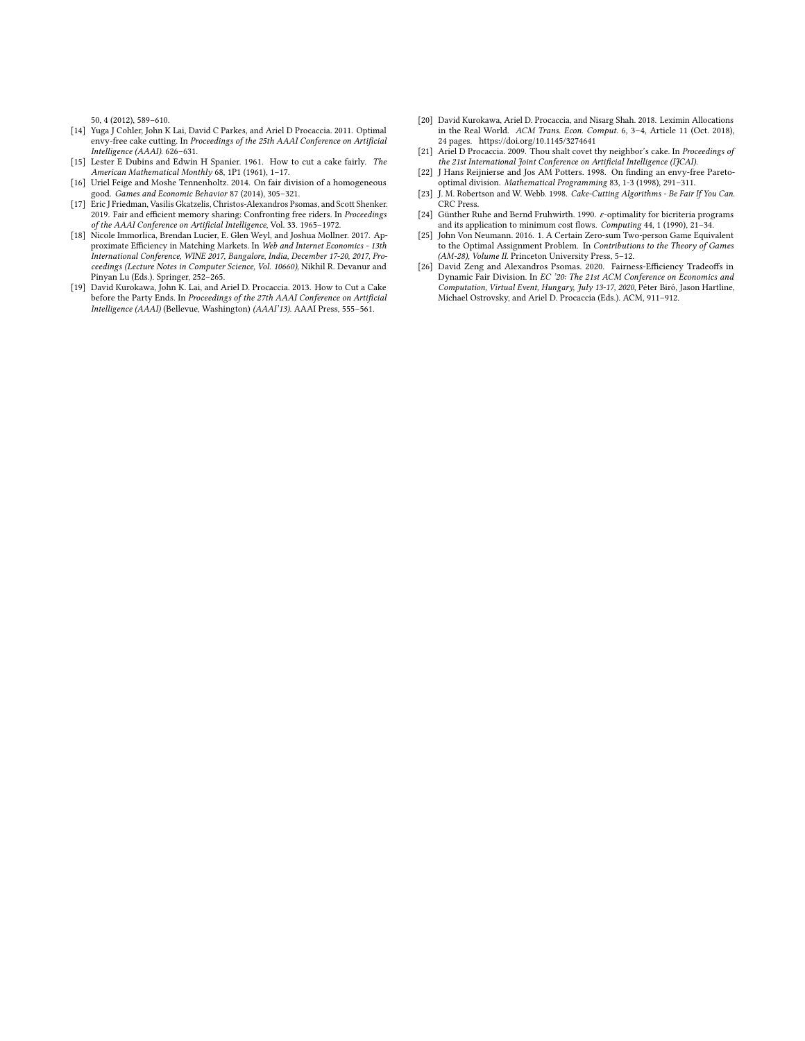50, 4 (2012), 589–610.

[14] Yuga J Cohler, John K Lai, David C Parkes, and Ariel D Procaccia. 2011. Optimal envy-free cake cutting. In *Proceedings of the 25th AAAI Conference on Artificial Intelligence (AAAI)*. 626–631.

[15] Lester E Dubins and Edwin H Spanier. 1961. How to cut a cake fairly. *The American Mathematical Monthly* 68, 1P1 (1961), 1–17.

[16] Uriel Feige and Moshe Tennenholtz. 2014. On fair division of a homogeneous good. *Games and Economic Behavior* 87 (2014), 305–321.

[17] Eric J Friedman, Vasilis Gkatzelis, Christos-Alexandros Psomas, and Scott Shenker. 2019. Fair and efficient memory sharing: Confronting free riders. In *Proceedings of the AAAI Conference on Artificial Intelligence*, Vol. 33. 1965–1972.

[18] Nicole Immorlica, Brendan Lucier, E. Glen Weyl, and Joshua Mollner. 2017. Approximate Efficiency in Matching Markets. In *Web and Internet Economics - 13th International Conference, WINE 2017, Bangalore, India, December 17-20, 2017, Proceedings (Lecture Notes in Computer Science, Vol. 10660)*, Nikhil R. Devanur and Pinyan Lu (Eds.). Springer, 252–265.

[19] David Kurokawa, John K. Lai, and Ariel D. Procaccia. 2013. How to Cut a Cake before the Party Ends. In *Proceedings of the 27th AAAI Conference on Artificial Intelligence (AAAI)* (Bellevue, Washington) *(AAAI'13)*. AAAI Press, 555–561.

[20] David Kurokawa, Ariel D. Procaccia, and Nisarg Shah. 2018. Leximin Allocations in the Real World. *ACM Trans. Econ. Comput.* 6, 3–4, Article 11 (Oct. 2018), 24 pages. https://doi.org/10.1145/3274641

[21] Ariel D Procaccia. 2009. Thou shalt covet thy neighbor's cake. In *Proceedings of the 21st International Joint Conference on Artificial Intelligence (IJCAI)*.

[22] J Hans Reijnierse and Jos AM Potters. 1998. On finding an envy-free Pareto-optimal division. *Mathematical Programming* 83, 1-3 (1998), 291–311.

[23] J. M. Robertson and W. Webb. 1998. *Cake-Cutting Algorithms - Be Fair If You Can.* CRC Press.

[24] Günther Ruhe and Bernd Fruhwirth. 1990. $\varepsilon$-optimality for bicriteria programs and its application to minimum cost flows. *Computing* 44, 1 (1990), 21–34.

[25] John Von Neumann. 2016. 1. A Certain Zero-sum Two-person Game Equivalent to the Optimal Assignment Problem. In *Contributions to the Theory of Games (AM-28), Volume II*. Princeton University Press, 5–12.

[26] David Zeng and Alexandros Psomas. 2020. Fairness-Efficiency Tradeoffs in Dynamic Fair Division. In *EC '20: The 21st ACM Conference on Economics and Computation, Virtual Event, Hungary, July 13-17, 2020*, Péter Biró, Jason Hartline, Michael Ostrovsky, and Ariel D. Procaccia (Eds.). ACM, 911–912.